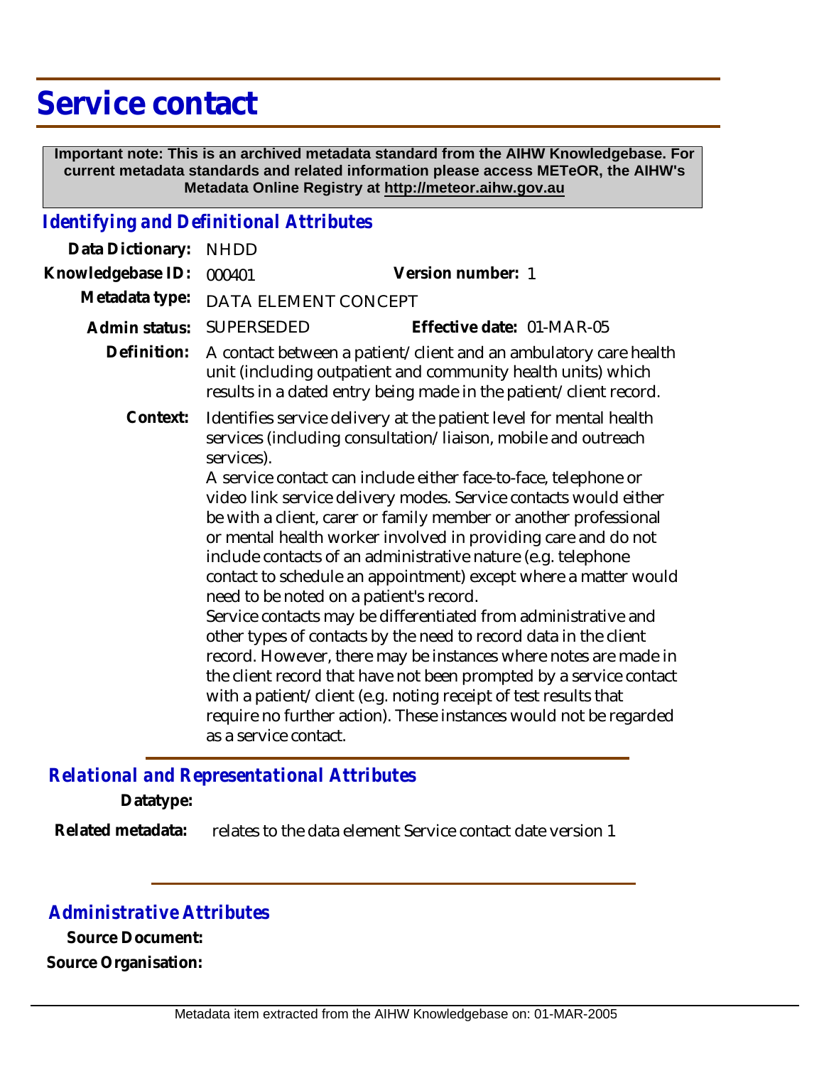# Service contact

**Important note: This is an archived metadata standard from the AIHW Knowledgebase. For current metadata standards and related information please access METeOR, the AIHW's Metadata Online Registry at http://meteor.aihw.gov.au**

## *Identifying and Definitional Attributes*

**Data Dictionary:** NHDD

**Knowledgebase ID:** 000401 **Version number:** 1

**Metadata type:** DATA ELEMENT CONCEPT

**Admin status:** SUPERSEDED **Effective date:** 01-MAR-05

**Definition:** A contact between a patient/client and an ambulatory care health unit (including outpatient and community health units) which results in a dated entry being made in the patient/client record.

**Context:** Identifies service delivery at the patient level for mental health services (including consultation/liaison, mobile and outreach services).

A service contact can include either face-to-face, telephone or video link service delivery modes. Service contacts would either be with a client, carer or family member or another professional or mental health worker involved in providing care and do not include contacts of an administrative nature (e.g. telephone contact to schedule an appointment) except where a matter would need to be noted on a patient's record.

Service contacts may be differentiated from administrative and other types of contacts by the need to record data in the client record. However, there may be instances where notes are made in the client record that have not been prompted by a service contact with a patient/client (e.g. noting receipt of test results that require no further action). These instances would not be regarded as a service contact.

## *Relational and Representational Attributes*

**Datatype:**

**Related metadata:** relates to the data element Service contact date version 1

## *Administrative Attributes*

**Source Document:**

**Source Organisation:**

Metadata item extracted from the AIHW Knowledgebase on: 01-MAR-2005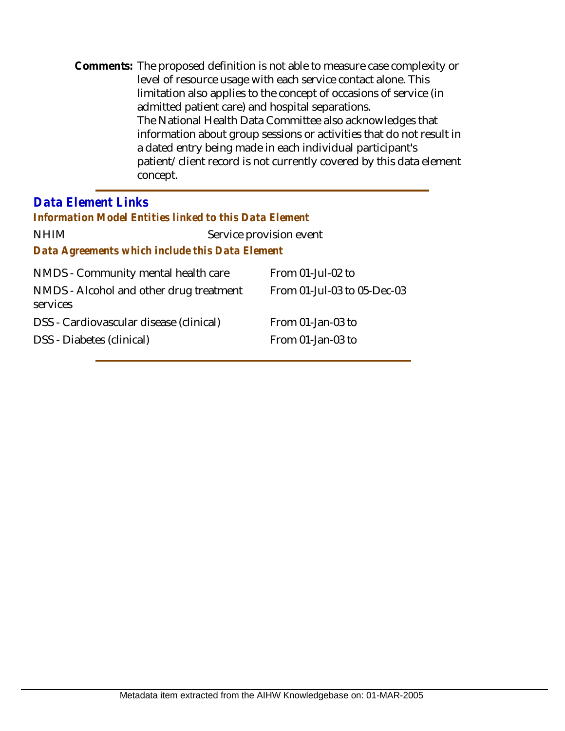**Comments:** The proposed definition is not able to measure case complexity or level of resource usage with each service contact alone. This limitation also applies to the concept of occasions of service (in admitted patient care) and hospital separations.
The National Health Data Committee also acknowledges that information about group sessions or activities that do not result in a dated entry being made in each individual participant's patient/client record is not currently covered by this data element concept.

## Data Element Links

### Information Model Entities linked to this Data Element

| | |
|---|---|
| NHIM | Service provision event |

### Data Agreements which include this Data Element

| | |
|---|---|
| NMDS - Community mental health care | From 01-Jul-02 to |
| NMDS - Alcohol and other drug treatment services | From 01-Jul-03 to 05-Dec-03 |
| DSS - Cardiovascular disease (clinical) | From 01-Jan-03 to |
| DSS - Diabetes (clinical) | From 01-Jan-03 to |

Metadata item extracted from the AIHW Knowledgebase on: 01-MAR-2005